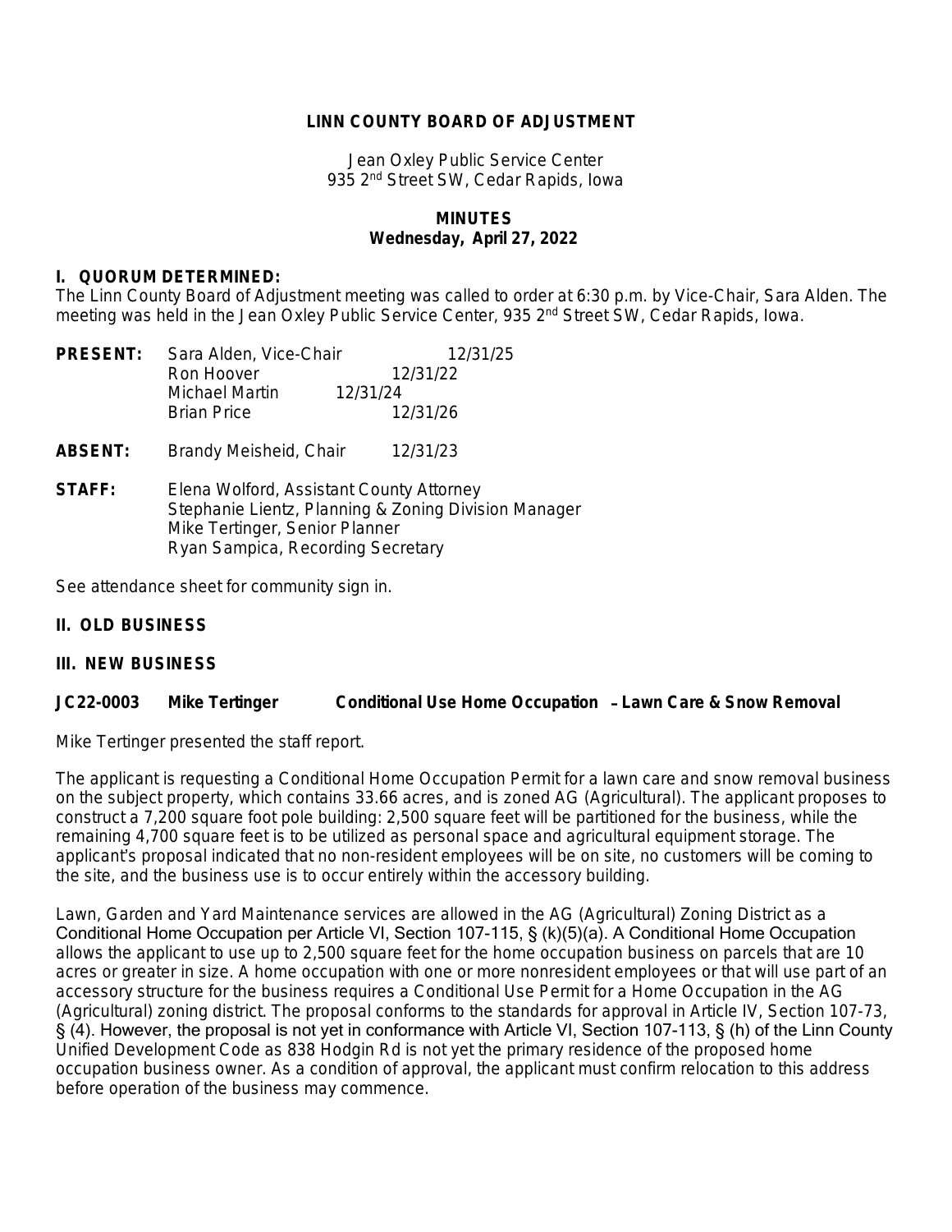**LINN COUNTY BOARD OF ADJUSTMENT**

Jean Oxley Public Service Center
935 2nd Street SW, Cedar Rapids, Iowa

**MINUTES**
**Wednesday, April 27, 2022**

**I. QUORUM DETERMINED:**
The Linn County Board of Adjustment meeting was called to order at 6:30 p.m. by Vice-Chair, Sara Alden. The meeting was held in the Jean Oxley Public Service Center, 935 2nd Street SW, Cedar Rapids, Iowa.

| | | |
|---|---|---|
| **PRESENT:** | Sara Alden, Vice-Chair | 12/31/25 |
| | Ron Hoover | 12/31/22 |
| | Michael Martin | 12/31/24 |
| | Brian Price | 12/31/26 |
| **ABSENT:** | Brandy Meisheid, Chair | 12/31/23 |

**STAFF:** Elena Wolford, Assistant County Attorney
Stephanie Lientz, Planning & Zoning Division Manager
Mike Tertinger, Senior Planner
Ryan Sampica, Recording Secretary

See attendance sheet for community sign in.

**II. OLD BUSINESS**

**III. NEW BUSINESS**

**JC22-0003 Mike Tertinger Conditional Use Home Occupation – Lawn Care & Snow Removal**

Mike Tertinger presented the staff report.

The applicant is requesting a Conditional Home Occupation Permit for a lawn care and snow removal business on the subject property, which contains 33.66 acres, and is zoned AG (Agricultural). The applicant proposes to construct a 7,200 square foot pole building: 2,500 square feet will be partitioned for the business, while the remaining 4,700 square feet is to be utilized as personal space and agricultural equipment storage. The applicant's proposal indicated that no non-resident employees will be on site, no customers will be coming to the site, and the business use is to occur entirely within the accessory building.

Lawn, Garden and Yard Maintenance services are allowed in the AG (Agricultural) Zoning District as a Conditional Home Occupation per Article VI, Section 107-115, § (k)(5)(a). A Conditional Home Occupation allows the applicant to use up to 2,500 square feet for the home occupation business on parcels that are 10 acres or greater in size. A home occupation with one or more nonresident employees or that will use part of an accessory structure for the business requires a Conditional Use Permit for a Home Occupation in the AG (Agricultural) zoning district. The proposal conforms to the standards for approval in Article IV, Section 107-73, § (4). However, the proposal is not yet in conformance with Article VI, Section 107-113, § (h) of the Linn County Unified Development Code as 838 Hodgin Rd is not yet the primary residence of the proposed home occupation business owner. As a condition of approval, the applicant must confirm relocation to this address before operation of the business may commence.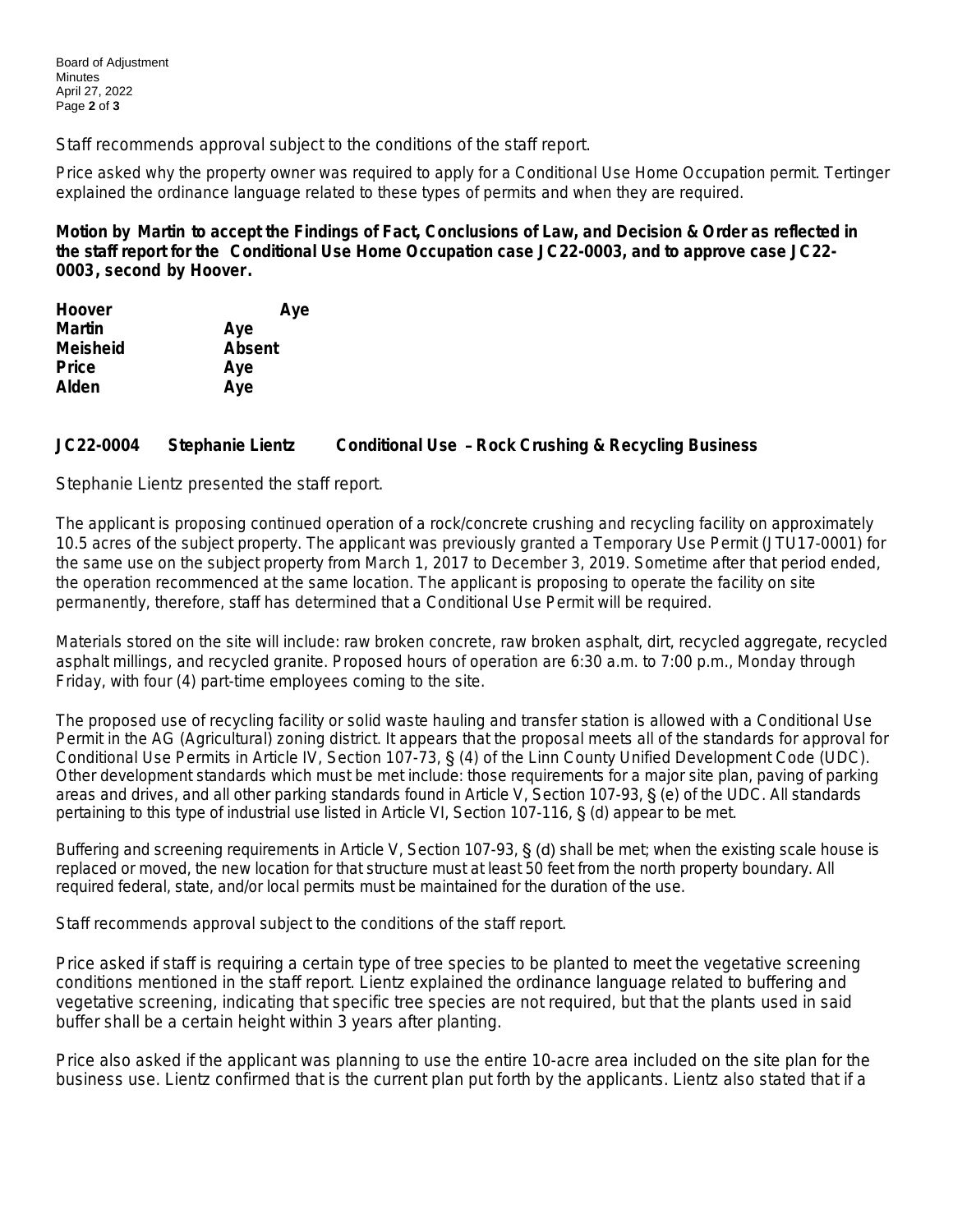Staff recommends approval subject to the conditions of the staff report.

Price asked why the property owner was required to apply for a Conditional Use Home Occupation permit. Tertinger explained the ordinance language related to these types of permits and when they are required.

**Motion by Martin to accept the Findings of Fact, Conclusions of Law, and Decision & Order as reflected in the staff report for the Conditional Use Home Occupation case JC22-0003, and to approve case JC22-0003, second by Hoover.**

| | |
|---|---|
| **Hoover** | **Aye** |
| **Martin** | **Aye** |
| **Meisheid** | **Absent** |
| **Price** | **Aye** |
| **Alden** | **Aye** |

**JC22-0004 Stephanie Lientz Conditional Use – Rock Crushing & Recycling Business**

Stephanie Lientz presented the staff report.

The applicant is proposing continued operation of a rock/concrete crushing and recycling facility on approximately 10.5 acres of the subject property. The applicant was previously granted a Temporary Use Permit (JTU17-0001) for the same use on the subject property from March 1, 2017 to December 3, 2019. Sometime after that period ended, the operation recommenced at the same location. The applicant is proposing to operate the facility on site permanently, therefore, staff has determined that a Conditional Use Permit will be required.

Materials stored on the site will include: raw broken concrete, raw broken asphalt, dirt, recycled aggregate, recycled asphalt millings, and recycled granite. Proposed hours of operation are 6:30 a.m. to 7:00 p.m., Monday through Friday, with four (4) part-time employees coming to the site.

The proposed use of recycling facility or solid waste hauling and transfer station is allowed with a Conditional Use Permit in the AG (Agricultural) zoning district. It appears that the proposal meets all of the standards for approval for Conditional Use Permits in Article IV, Section 107-73, § (4) of the Linn County Unified Development Code (UDC). Other development standards which must be met include: those requirements for a major site plan, paving of parking areas and drives, and all other parking standards found in Article V, Section 107-93, § (e) of the UDC. All standards pertaining to this type of industrial use listed in Article VI, Section 107-116, § (d) appear to be met.

Buffering and screening requirements in Article V, Section 107-93, § (d) shall be met; when the existing scale house is replaced or moved, the new location for that structure must at least 50 feet from the north property boundary. All required federal, state, and/or local permits must be maintained for the duration of the use.

Staff recommends approval subject to the conditions of the staff report.

Price asked if staff is requiring a certain type of tree species to be planted to meet the vegetative screening conditions mentioned in the staff report. Lientz explained the ordinance language related to buffering and vegetative screening, indicating that specific tree species are not required, but that the plants used in said buffer shall be a certain height within 3 years after planting.

Price also asked if the applicant was planning to use the entire 10-acre area included on the site plan for the business use. Lientz confirmed that is the current plan put forth by the applicants. Lientz also stated that if a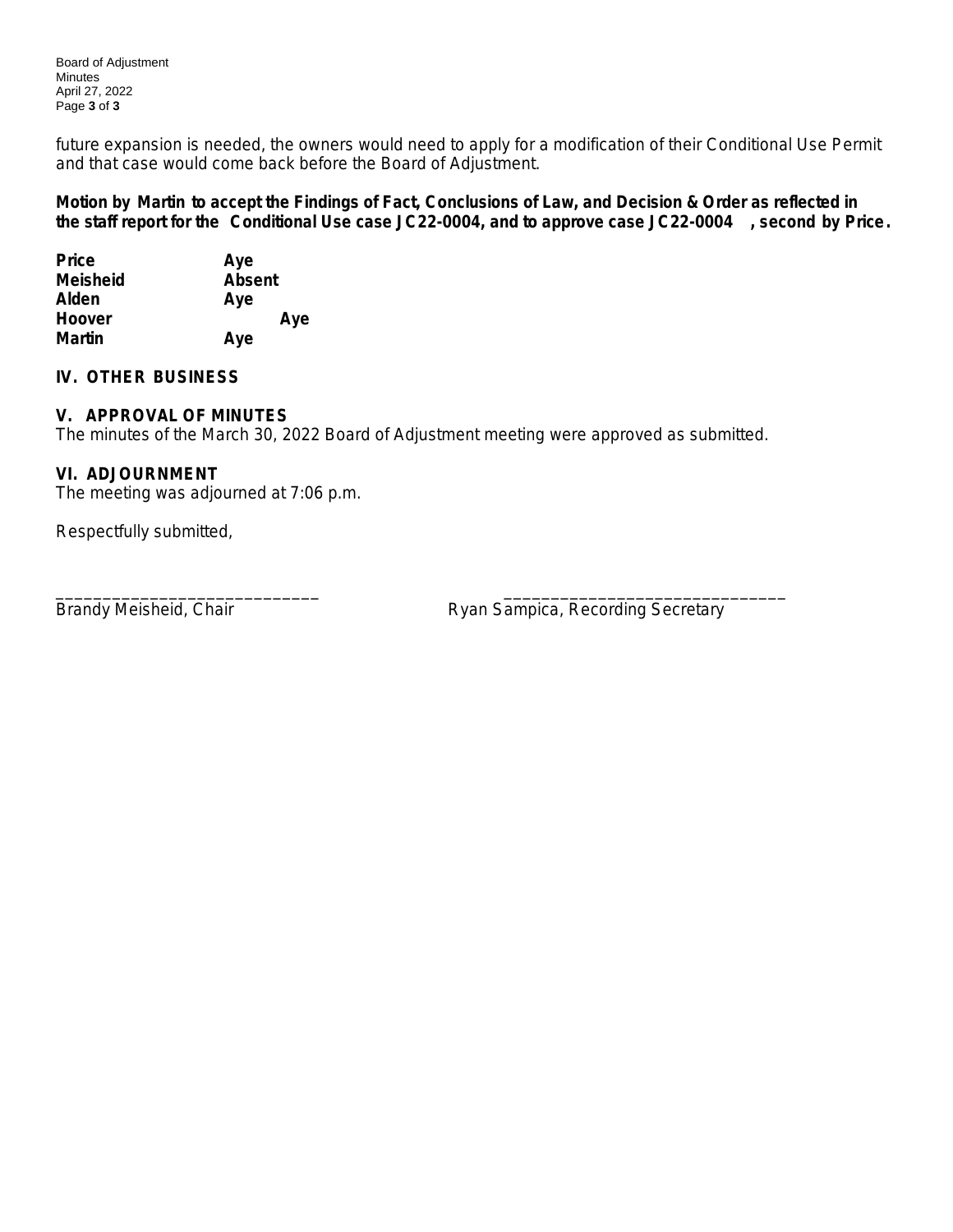future expansion is needed, the owners would need to apply for a modification of their Conditional Use Permit and that case would come back before the Board of Adjustment.

**Motion by Martin to accept the Findings of Fact, Conclusions of Law, and Decision & Order as reflected in the staff report for the Conditional Use case JC22-0004, and to approve case JC22-0004, second by Price.**

| | |
|---|---|
| **Price** | **Aye** |
| **Meisheid** | **Absent** |
| **Alden** | **Aye** |
| **Hoover** | **Aye** |
| **Martin** | **Aye** |

## IV. OTHER BUSINESS

## V. APPROVAL OF MINUTES

The minutes of the March 30, 2022 Board of Adjustment meeting were approved as submitted.

## VI. ADJOURNMENT

The meeting was adjourned at 7:06 p.m.

Respectfully submitted,

____________________________
Brandy Meisheid, Chair

______________________________
Ryan Sampica, Recording Secretary